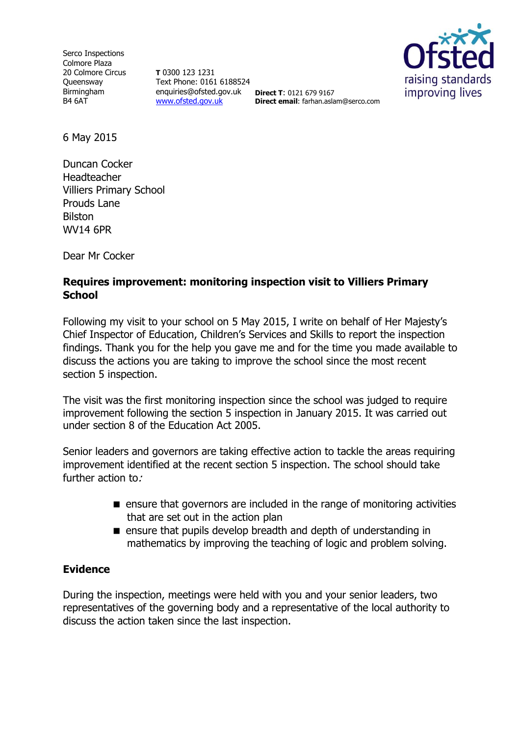Serco Inspections
Colmore Plaza
20 Colmore Circus
Queensway
Birmingham
B4 6AT

**T** 0300 123 1231
Text Phone: 0161 6188524
enquiries@ofsted.gov.uk
www.ofsted.gov.uk

**Direct T**: 0121 679 9167
**Direct email**: farhan.aslam@serco.com

Ofsted
raising standards
improving lives

6 May 2015

Duncan Cocker
Headteacher
Villiers Primary School
Prouds Lane
Bilston
WV14 6PR

Dear Mr Cocker

**Requires improvement: monitoring inspection visit to Villiers Primary School**

Following my visit to your school on 5 May 2015, I write on behalf of Her Majesty's Chief Inspector of Education, Children's Services and Skills to report the inspection findings. Thank you for the help you gave me and for the time you made available to discuss the actions you are taking to improve the school since the most recent section 5 inspection.

The visit was the first monitoring inspection since the school was judged to require improvement following the section 5 inspection in January 2015. It was carried out under section 8 of the Education Act 2005.

Senior leaders and governors are taking effective action to tackle the areas requiring improvement identified at the recent section 5 inspection. The school should take further action to:

- ensure that governors are included in the range of monitoring activities that are set out in the action plan
- ensure that pupils develop breadth and depth of understanding in mathematics by improving the teaching of logic and problem solving.

**Evidence**

During the inspection, meetings were held with you and your senior leaders, two representatives of the governing body and a representative of the local authority to discuss the action taken since the last inspection.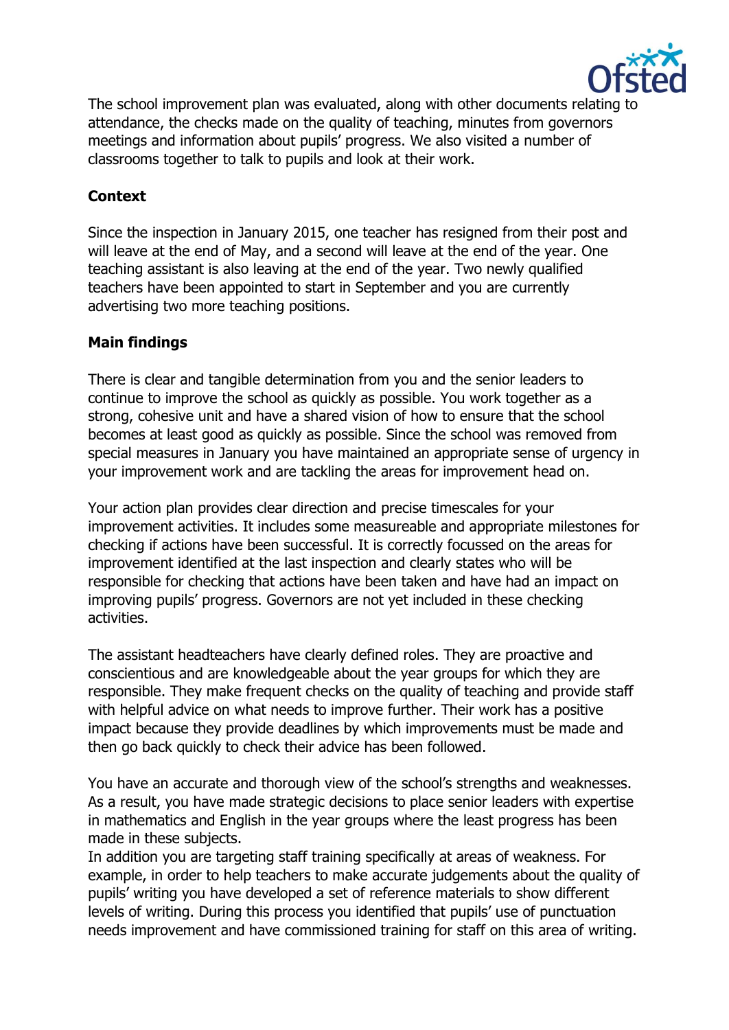The school improvement plan was evaluated, along with other documents relating to attendance, the checks made on the quality of teaching, minutes from governors meetings and information about pupils' progress. We also visited a number of classrooms together to talk to pupils and look at their work.

**Context**

Since the inspection in January 2015, one teacher has resigned from their post and will leave at the end of May, and a second will leave at the end of the year. One teaching assistant is also leaving at the end of the year. Two newly qualified teachers have been appointed to start in September and you are currently advertising two more teaching positions.

**Main findings**

There is clear and tangible determination from you and the senior leaders to continue to improve the school as quickly as possible. You work together as a strong, cohesive unit and have a shared vision of how to ensure that the school becomes at least good as quickly as possible. Since the school was removed from special measures in January you have maintained an appropriate sense of urgency in your improvement work and are tackling the areas for improvement head on.

Your action plan provides clear direction and precise timescales for your improvement activities. It includes some measureable and appropriate milestones for checking if actions have been successful. It is correctly focussed on the areas for improvement identified at the last inspection and clearly states who will be responsible for checking that actions have been taken and have had an impact on improving pupils' progress. Governors are not yet included in these checking activities.

The assistant headteachers have clearly defined roles. They are proactive and conscientious and are knowledgeable about the year groups for which they are responsible. They make frequent checks on the quality of teaching and provide staff with helpful advice on what needs to improve further. Their work has a positive impact because they provide deadlines by which improvements must be made and then go back quickly to check their advice has been followed.

You have an accurate and thorough view of the school's strengths and weaknesses. As a result, you have made strategic decisions to place senior leaders with expertise in mathematics and English in the year groups where the least progress has been made in these subjects.
In addition you are targeting staff training specifically at areas of weakness. For example, in order to help teachers to make accurate judgements about the quality of pupils' writing you have developed a set of reference materials to show different levels of writing. During this process you identified that pupils' use of punctuation needs improvement and have commissioned training for staff on this area of writing.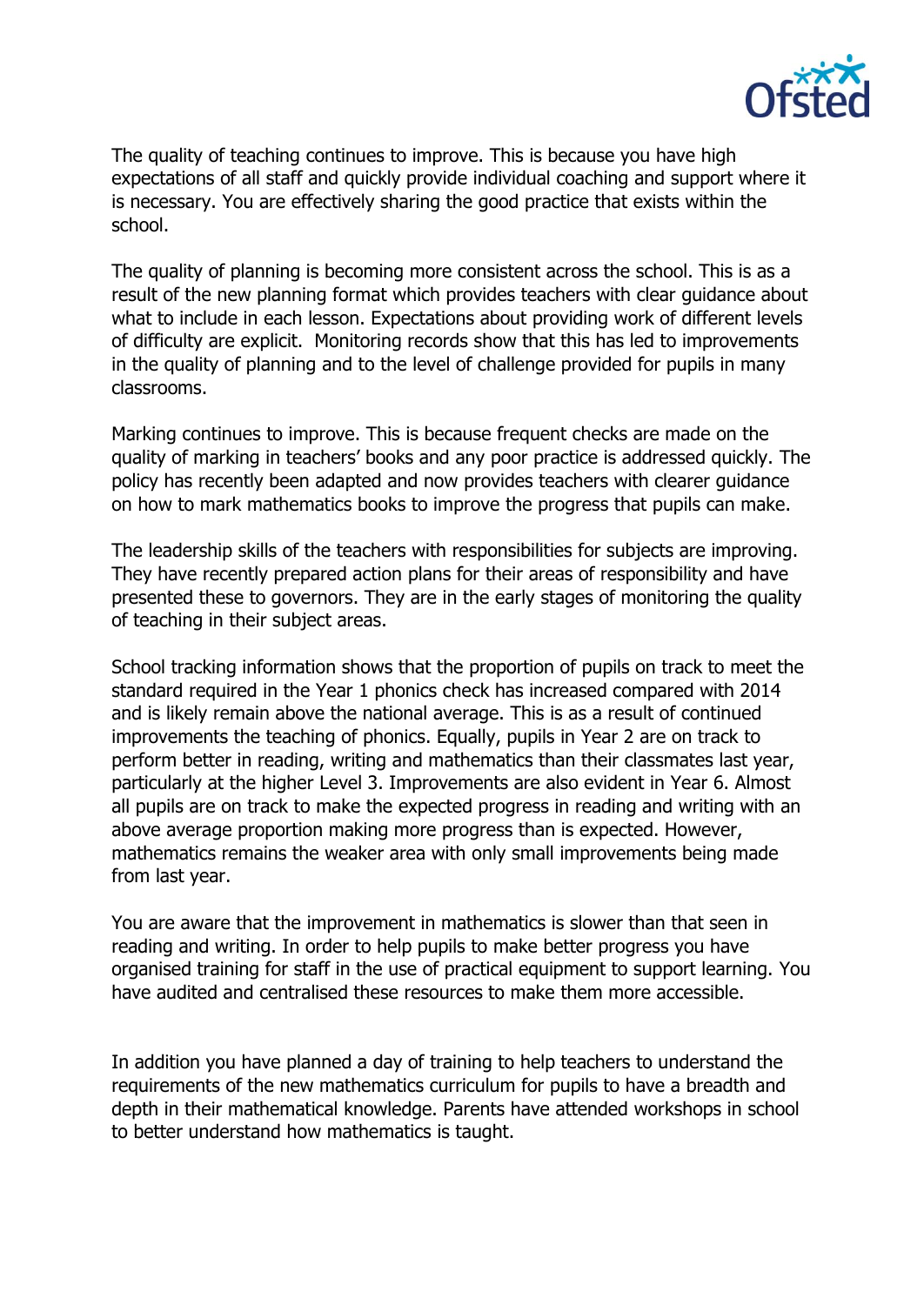The quality of teaching continues to improve. This is because you have high expectations of all staff and quickly provide individual coaching and support where it is necessary. You are effectively sharing the good practice that exists within the school.

The quality of planning is becoming more consistent across the school. This is as a result of the new planning format which provides teachers with clear guidance about what to include in each lesson. Expectations about providing work of different levels of difficulty are explicit. Monitoring records show that this has led to improvements in the quality of planning and to the level of challenge provided for pupils in many classrooms.

Marking continues to improve. This is because frequent checks are made on the quality of marking in teachers' books and any poor practice is addressed quickly. The policy has recently been adapted and now provides teachers with clearer guidance on how to mark mathematics books to improve the progress that pupils can make.

The leadership skills of the teachers with responsibilities for subjects are improving. They have recently prepared action plans for their areas of responsibility and have presented these to governors. They are in the early stages of monitoring the quality of teaching in their subject areas.

School tracking information shows that the proportion of pupils on track to meet the standard required in the Year 1 phonics check has increased compared with 2014 and is likely remain above the national average. This is as a result of continued improvements the teaching of phonics. Equally, pupils in Year 2 are on track to perform better in reading, writing and mathematics than their classmates last year, particularly at the higher Level 3. Improvements are also evident in Year 6. Almost all pupils are on track to make the expected progress in reading and writing with an above average proportion making more progress than is expected. However, mathematics remains the weaker area with only small improvements being made from last year.

You are aware that the improvement in mathematics is slower than that seen in reading and writing. In order to help pupils to make better progress you have organised training for staff in the use of practical equipment to support learning. You have audited and centralised these resources to make them more accessible.

In addition you have planned a day of training to help teachers to understand the requirements of the new mathematics curriculum for pupils to have a breadth and depth in their mathematical knowledge. Parents have attended workshops in school to better understand how mathematics is taught.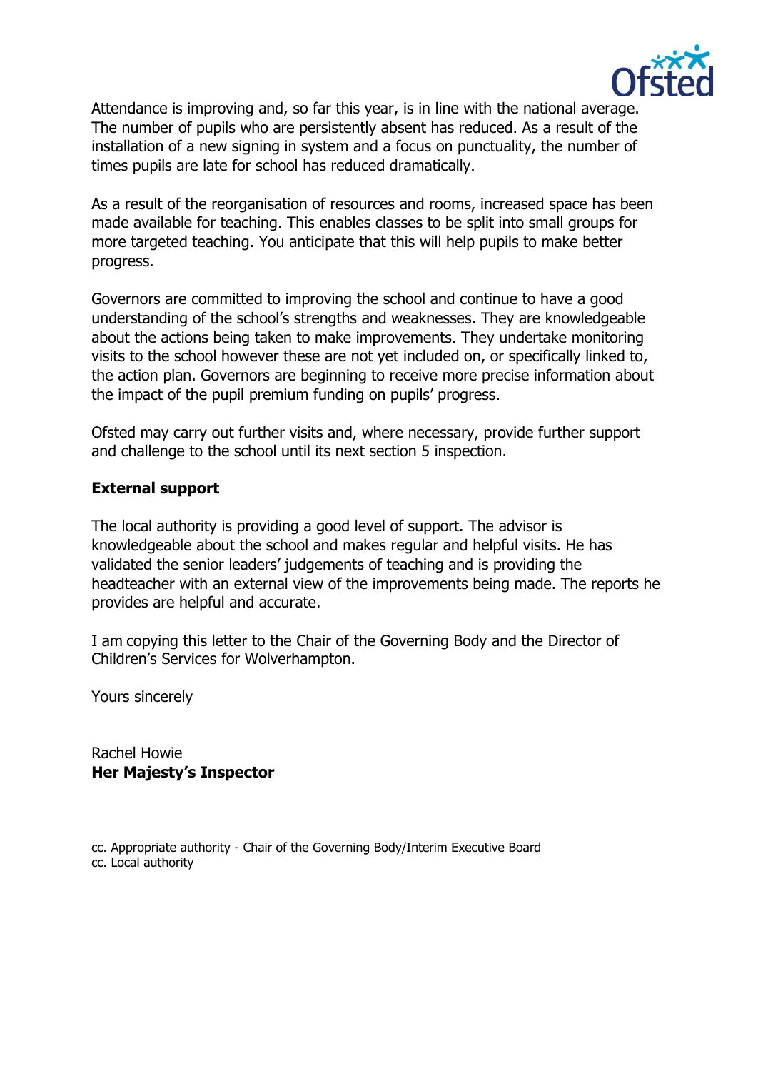Attendance is improving and, so far this year, is in line with the national average. The number of pupils who are persistently absent has reduced. As a result of the installation of a new signing in system and a focus on punctuality, the number of times pupils are late for school has reduced dramatically.

As a result of the reorganisation of resources and rooms, increased space has been made available for teaching. This enables classes to be split into small groups for more targeted teaching. You anticipate that this will help pupils to make better progress.

Governors are committed to improving the school and continue to have a good understanding of the school's strengths and weaknesses. They are knowledgeable about the actions being taken to make improvements. They undertake monitoring visits to the school however these are not yet included on, or specifically linked to, the action plan. Governors are beginning to receive more precise information about the impact of the pupil premium funding on pupils' progress.

Ofsted may carry out further visits and, where necessary, provide further support and challenge to the school until its next section 5 inspection.

**External support**

The local authority is providing a good level of support. The advisor is knowledgeable about the school and makes regular and helpful visits. He has validated the senior leaders' judgements of teaching and is providing the headteacher with an external view of the improvements being made. The reports he provides are helpful and accurate.

I am copying this letter to the Chair of the Governing Body and the Director of Children's Services for Wolverhampton.

Yours sincerely

Rachel Howie
**Her Majesty's Inspector**

cc. Appropriate authority - Chair of the Governing Body/Interim Executive Board
cc. Local authority